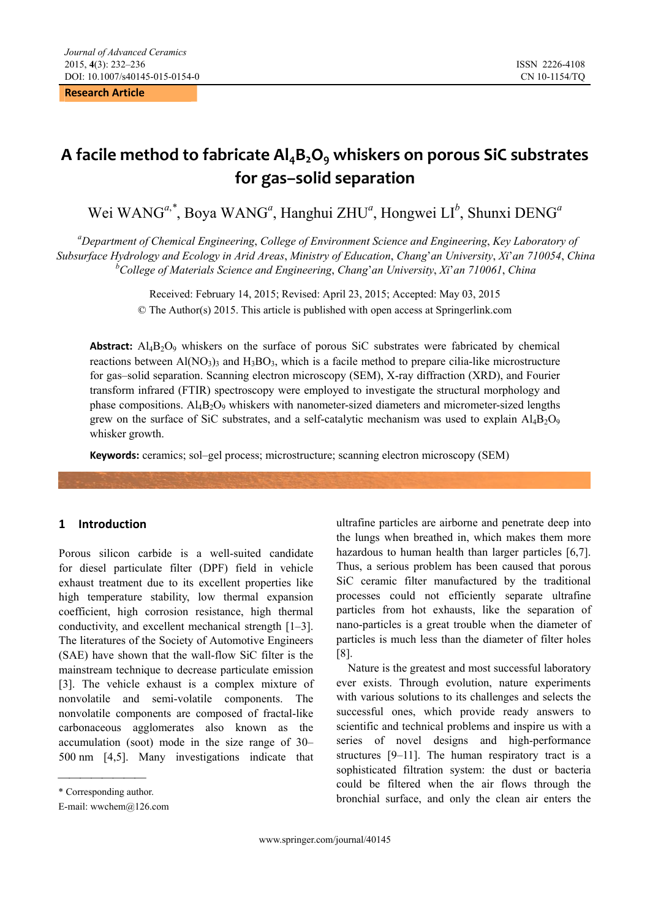**Research Article**

# A facile method to fabricate $Al_4B_2O_9$ whiskers on porous SiC substrates for gas–solid separation

Wei WANG[a,*], Boya WANG[a], Hanghui ZHU[a], Hongwei LI[b], Shunxi DENG[a]

[a]*Department of Chemical Engineering, College of Environment Science and Engineering, Key Laboratory of Subsurface Hydrology and Ecology in Arid Areas, Ministry of Education, Chang'an University, Xi'an 710054, China*
[b]*College of Materials Science and Engineering, Chang'an University, Xi'an 710061, China*

Received: February 14, 2015; Revised: April 23, 2015; Accepted: May 03, 2015
© The Author(s) 2015. This article is published with open access at Springerlink.com

**Abstract:** $Al_4B_2O_9$ whiskers on the surface of porous SiC substrates were fabricated by chemical reactions between $Al(NO_3)_3$ and $H_3BO_3$, which is a facile method to prepare cilia-like microstructure for gas–solid separation. Scanning electron microscopy (SEM), X-ray diffraction (XRD), and Fourier transform infrared (FTIR) spectroscopy were employed to investigate the structural morphology and phase compositions. $Al_4B_2O_9$ whiskers with nanometer-sized diameters and micrometer-sized lengths grew on the surface of SiC substrates, and a self-catalytic mechanism was used to explain $Al_4B_2O_9$ whisker growth.

**Keywords:** ceramics; sol–gel process; microstructure; scanning electron microscopy (SEM)

## 1 Introduction

Porous silicon carbide is a well-suited candidate for diesel particulate filter (DPF) field in vehicle exhaust treatment due to its excellent properties like high temperature stability, low thermal expansion coefficient, high corrosion resistance, high thermal conductivity, and excellent mechanical strength [1–3]. The literatures of the Society of Automotive Engineers (SAE) have shown that the wall-flow SiC filter is the mainstream technique to decrease particulate emission [3]. The vehicle exhaust is a complex mixture of nonvolatile and semi-volatile components. The nonvolatile components are composed of fractal-like carbonaceous agglomerates also known as the accumulation (soot) mode in the size range of 30–500 nm [4,5]. Many investigations indicate that ultrafine particles are airborne and penetrate deep into the lungs when breathed in, which makes them more hazardous to human health than larger particles [6,7]. Thus, a serious problem has been caused that porous SiC ceramic filter manufactured by the traditional processes could not efficiently separate ultrafine particles from hot exhausts, like the separation of nano-particles is a great trouble when the diameter of particles is much less than the diameter of filter holes [8].

Nature is the greatest and most successful laboratory ever exists. Through evolution, nature experiments with various solutions to its challenges and selects the successful ones, which provide ready answers to scientific and technical problems and inspire us with a series of novel designs and high-performance structures [9–11]. The human respiratory tract is a sophisticated filtration system: the dust or bacteria could be filtered when the air flows through the bronchial surface, and only the clean air enters the

* Corresponding author.
E-mail: wwchem@126.com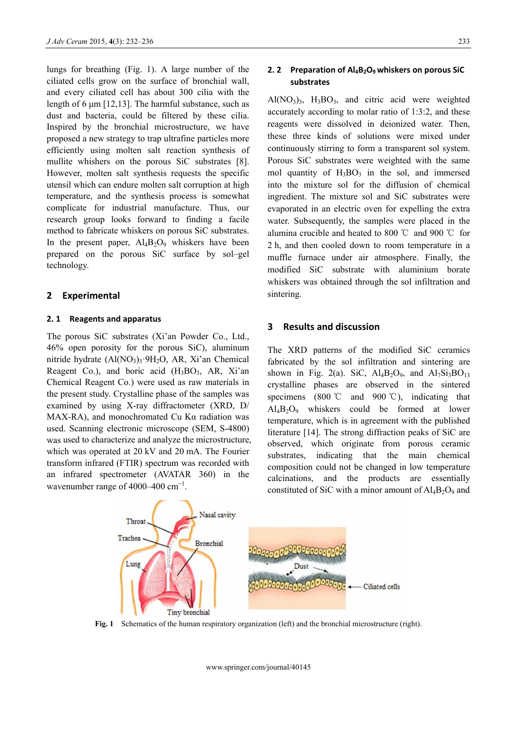lungs for breathing (Fig. 1). A large number of the ciliated cells grow on the surface of bronchial wall, and every ciliated cell has about 300 cilia with the length of 6 μm [12,13]. The harmful substance, such as dust and bacteria, could be filtered by these cilia. Inspired by the bronchial microstructure, we have proposed a new strategy to trap ultrafine particles more efficiently using molten salt reaction synthesis of mullite whiskers on the porous SiC substrates [8]. However, molten salt synthesis requests the specific utensil which can endure molten salt corruption at high temperature, and the synthesis process is somewhat complicate for industrial manufacture. Thus, our research group looks forward to finding a facile method to fabricate whiskers on porous SiC substrates. In the present paper, $Al_4B_2O_9$ whiskers have been prepared on the porous SiC surface by sol–gel technology.

## 2 Experimental

### 2.1 Reagents and apparatus

The porous SiC substrates (Xi'an Powder Co., Ltd., 46% open porosity for the porous SiC), aluminum nitride hydrate ($Al(NO_3)_3·9H_2O$, AR, Xi'an Chemical Reagent Co.), and boric acid ($H_3BO_3$, AR, Xi'an Chemical Reagent Co.) were used as raw materials in the present study. Crystalline phase of the samples was examined by using X-ray diffractometer (XRD, D/MAX-RA), and monochromated Cu Kα radiation was used. Scanning electronic microscope (SEM, S-4800) was used to characterize and analyze the microstructure, which was operated at 20 kV and 20 mA. The Fourier transform infrared (FTIR) spectrum was recorded with an infrared spectrometer (AVATAR 360) in the wavenumber range of 4000–400 $cm^{-1}$.

### 2.2 Preparation of $Al_4B_2O_9$ whiskers on porous SiC substrates

$Al(NO_3)_3$, $H_3BO_3$, and citric acid were weighted accurately according to molar ratio of 1:3:2, and these reagents were dissolved in deionized water. Then, these three kinds of solutions were mixed under continuously stirring to form a transparent sol system. Porous SiC substrates were weighted with the same mol quantity of $H_3BO_3$ in the sol, and immersed into the mixture sol for the diffusion of chemical ingredient. The mixture sol and SiC substrates were evaporated in an electric oven for expelling the extra water. Subsequently, the samples were placed in the alumina crucible and heated to 800 ℃ and 900 ℃ for 2 h, and then cooled down to room temperature in a muffle furnace under air atmosphere. Finally, the modified SiC substrate with aluminium borate whiskers was obtained through the sol infiltration and sintering.

## 3 Results and discussion

The XRD patterns of the modified SiC ceramics fabricated by the sol infiltration and sintering are shown in Fig. 2(a). SiC, $Al_4B_2O_9$, and $Al_7Si_3BO_{13}$ crystalline phases are observed in the sintered specimens (800 ℃ and 900 ℃), indicating that $Al_4B_2O_9$ whiskers could be formed at lower temperature, which is in agreement with the published literature [14]. The strong diffraction peaks of SiC are observed, which originate from porous ceramic substrates, indicating that the main chemical composition could not be changed in low temperature calcinations, and the products are essentially constituted of SiC with a minor amount of $Al_4B_2O_9$ and

**Fig. 1** Schematics of the human respiratory organization (left) and the bronchial microstructure (right).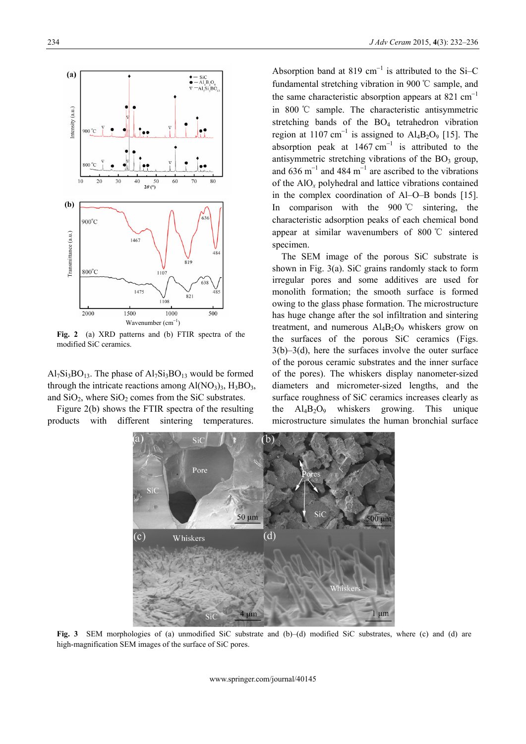(a)

◆ — SiC
● — $Al_4B_2O_9$
▽ — $Al_7Si_3BO_{13}$

Intensity (a.u.)

900 °C

800 °C

10 20 30 40 50 60 70 80

2θ (°)

(b)

Transmittance (a.u.)

900°C

1467

1107

819

636

484

800°C

1475

1108

821

638

485

2000 1500 1000 500

Wavenumber ($cm^{-1}$)

**Fig. 2** (a) XRD patterns and (b) FTIR spectra of the modified SiC ceramics.

$Al_7Si_3BO_{13}$. The phase of $Al_7Si_3BO_{13}$ would be formed through the intricate reactions among $Al(NO_3)_3$, $H_3BO_3$, and $SiO_2$, where $SiO_2$ comes from the SiC substrates.

Figure 2(b) shows the FTIR spectra of the resulting products with different sintering temperatures. Absorption band at 819 $cm^{-1}$ is attributed to the Si–C fundamental stretching vibration in 900 ℃ sample, and the same characteristic absorption appears at 821 $cm^{-1}$ in 800 ℃ sample. The characteristic antisymmetric stretching bands of the $BO_4$ tetrahedron vibration region at 1107 $cm^{-1}$ is assigned to $Al_4B_2O_9$ [15]. The absorption peak at 1467 $cm^{-1}$ is attributed to the antisymmetric stretching vibrations of the $BO_3$ group, and 636 $m^{-1}$ and 484 $m^{-1}$ are ascribed to the vibrations of the $AlO_x$ polyhedral and lattice vibrations contained in the complex coordination of Al–O–B bonds [15]. In comparison with the 900 ℃ sintering, the characteristic adsorption peaks of each chemical bond appear at similar wavenumbers of 800 ℃ sintered specimen.

The SEM image of the porous SiC substrate is shown in Fig. 3(a). SiC grains randomly stack to form irregular pores and some additives are used for monolith formation; the smooth surface is formed owing to the glass phase formation. The microstructure has huge change after the sol infiltration and sintering treatment, and numerous $Al_4B_2O_9$ whiskers grow on the surfaces of the porous SiC ceramics (Figs. 3(b)–3(d), here the surfaces involve the outer surface of the porous ceramic substrates and the inner surface of the pores). The whiskers display nanometer-sized diameters and micrometer-sized lengths, and the surface roughness of SiC ceramics increases clearly as the $Al_4B_2O_9$ whiskers growing. This unique microstructure simulates the human bronchial surface

(a) SiC Pore SiC 50 μm

(b) Pores SiC 500 μm

(c) Whiskers SiC 4 μm

(d) Whiskers 1 μm

**Fig. 3** SEM morphologies of (a) unmodified SiC substrate and (b)–(d) modified SiC substrates, where (c) and (d) are high-magnification SEM images of the surface of SiC pores.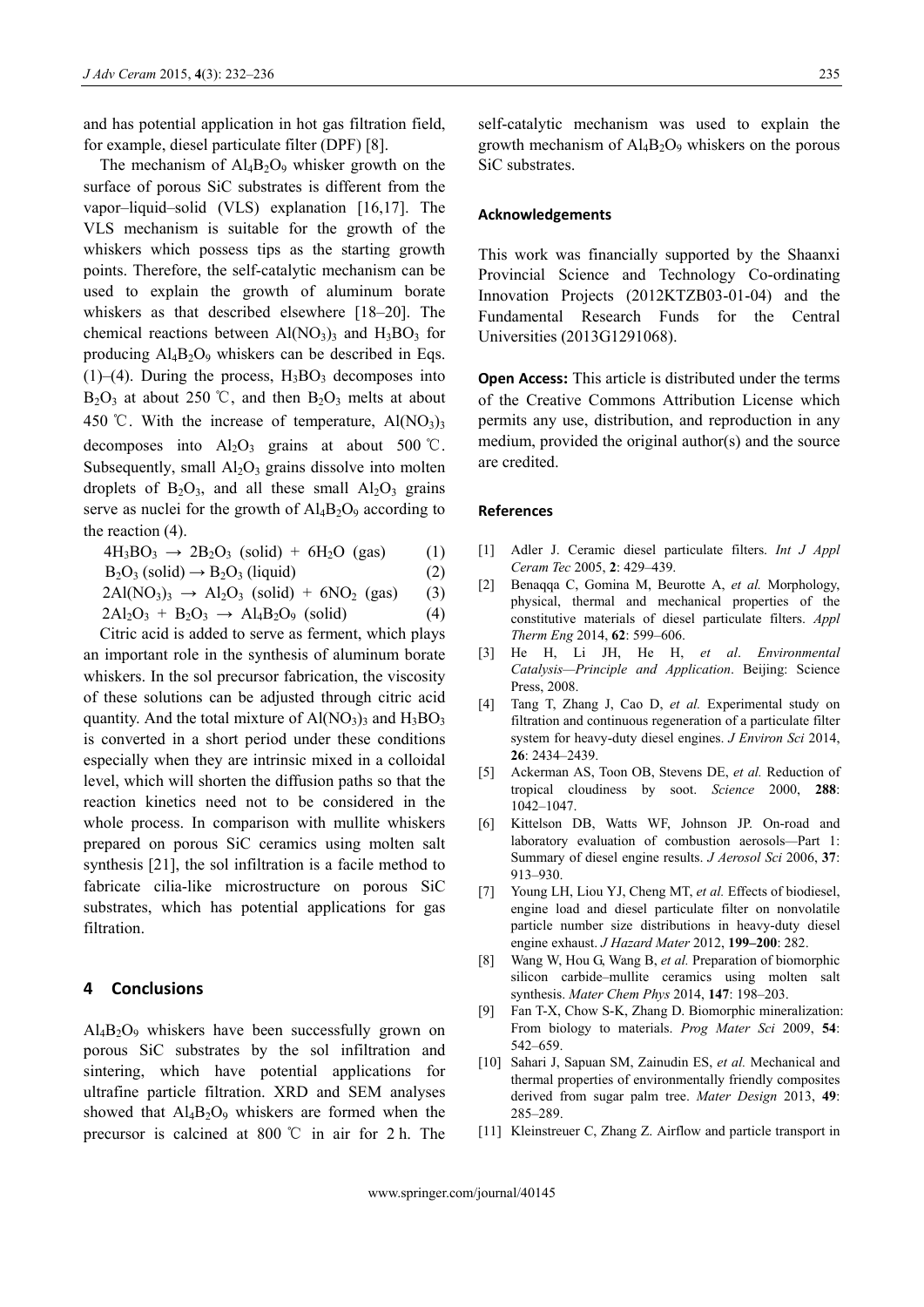and has potential application in hot gas filtration field, for example, diesel particulate filter (DPF) [8].

The mechanism of $Al_4B_2O_9$ whisker growth on the surface of porous SiC substrates is different from the vapor–liquid–solid (VLS) explanation [16,17]. The VLS mechanism is suitable for the growth of the whiskers which possess tips as the starting growth points. Therefore, the self-catalytic mechanism can be used to explain the growth of aluminum borate whiskers as that described elsewhere [18–20]. The chemical reactions between $Al(NO_3)_3$ and $H_3BO_3$ for producing $Al_4B_2O_9$ whiskers can be described in Eqs. (1)–(4). During the process, $H_3BO_3$ decomposes into $B_2O_3$ at about 250 ℃, and then $B_2O_3$ melts at about 450 ℃. With the increase of temperature, $Al(NO_3)_3$ decomposes into $Al_2O_3$ grains at about 500 ℃. Subsequently, small $Al_2O_3$ grains dissolve into molten droplets of $B_2O_3$, and all these small $Al_2O_3$ grains serve as nuclei for the growth of $Al_4B_2O_9$ according to the reaction (4).

$$4H_3BO_3 \rightarrow 2B_2O_3\ (\text{solid}) + 6H_2O\ (\text{gas}) \quad (1)$$

$$B_2O_3\ (\text{solid}) \rightarrow B_2O_3\ (\text{liquid}) \quad (2)$$

$$2Al(NO_3)_3 \rightarrow Al_2O_3\ (\text{solid}) + 6NO_2\ (\text{gas}) \quad (3)$$

$$2Al_2O_3 + B_2O_3 \rightarrow Al_4B_2O_9\ (\text{solid}) \quad (4)$$

Citric acid is added to serve as ferment, which plays an important role in the synthesis of aluminum borate whiskers. In the sol precursor fabrication, the viscosity of these solutions can be adjusted through citric acid quantity. And the total mixture of $Al(NO_3)_3$ and $H_3BO_3$ is converted in a short period under these conditions especially when they are intrinsic mixed in a colloidal level, which will shorten the diffusion paths so that the reaction kinetics need not to be considered in the whole process. In comparison with mullite whiskers prepared on porous SiC ceramics using molten salt synthesis [21], the sol infiltration is a facile method to fabricate cilia-like microstructure on porous SiC substrates, which has potential applications for gas filtration.

## 4 Conclusions

$Al_4B_2O_9$ whiskers have been successfully grown on porous SiC substrates by the sol infiltration and sintering, which have potential applications for ultrafine particle filtration. XRD and SEM analyses showed that $Al_4B_2O_9$ whiskers are formed when the precursor is calcined at 800 ℃ in air for 2 h. The self-catalytic mechanism was used to explain the growth mechanism of $Al_4B_2O_9$ whiskers on the porous SiC substrates.

### Acknowledgements

This work was financially supported by the Shaanxi Provincial Science and Technology Co-ordinating Innovation Projects (2012KTZB03-01-04) and the Fundamental Research Funds for the Central Universities (2013G1291068).

**Open Access:** This article is distributed under the terms of the Creative Commons Attribution License which permits any use, distribution, and reproduction in any medium, provided the original author(s) and the source are credited.

### References

[1] Adler J. Ceramic diesel particulate filters. *Int J Appl Ceram Tec* 2005, **2**: 429–439.

[2] Benaqqa C, Gomina M, Beurotte A, *et al.* Morphology, physical, thermal and mechanical properties of the constitutive materials of diesel particulate filters. *Appl Therm Eng* 2014, **62**: 599–606.

[3] He H, Li JH, He H, *et al*. *Environmental Catalysis—Principle and Application*. Beijing: Science Press, 2008.

[4] Tang T, Zhang J, Cao D, *et al.* Experimental study on filtration and continuous regeneration of a particulate filter system for heavy-duty diesel engines. *J Environ Sci* 2014, **26**: 2434–2439.

[5] Ackerman AS, Toon OB, Stevens DE, *et al.* Reduction of tropical cloudiness by soot. *Science* 2000, **288**: 1042–1047.

[6] Kittelson DB, Watts WF, Johnson JP. On-road and laboratory evaluation of combustion aerosols—Part 1: Summary of diesel engine results. *J Aerosol Sci* 2006, **37**: 913–930.

[7] Young LH, Liou YJ, Cheng MT, *et al.* Effects of biodiesel, engine load and diesel particulate filter on nonvolatile particle number size distributions in heavy-duty diesel engine exhaust. *J Hazard Mater* 2012, **199–200**: 282.

[8] Wang W, Hou G, Wang B, *et al.* Preparation of biomorphic silicon carbide–mullite ceramics using molten salt synthesis. *Mater Chem Phys* 2014, **147**: 198–203.

[9] Fan T-X, Chow S-K, Zhang D. Biomorphic mineralization: From biology to materials. *Prog Mater Sci* 2009, **54**: 542–659.

[10] Sahari J, Sapuan SM, Zainudin ES, *et al.* Mechanical and thermal properties of environmentally friendly composites derived from sugar palm tree. *Mater Design* 2013, **49**: 285–289.

[11] Kleinstreuer C, Zhang Z. Airflow and particle transport in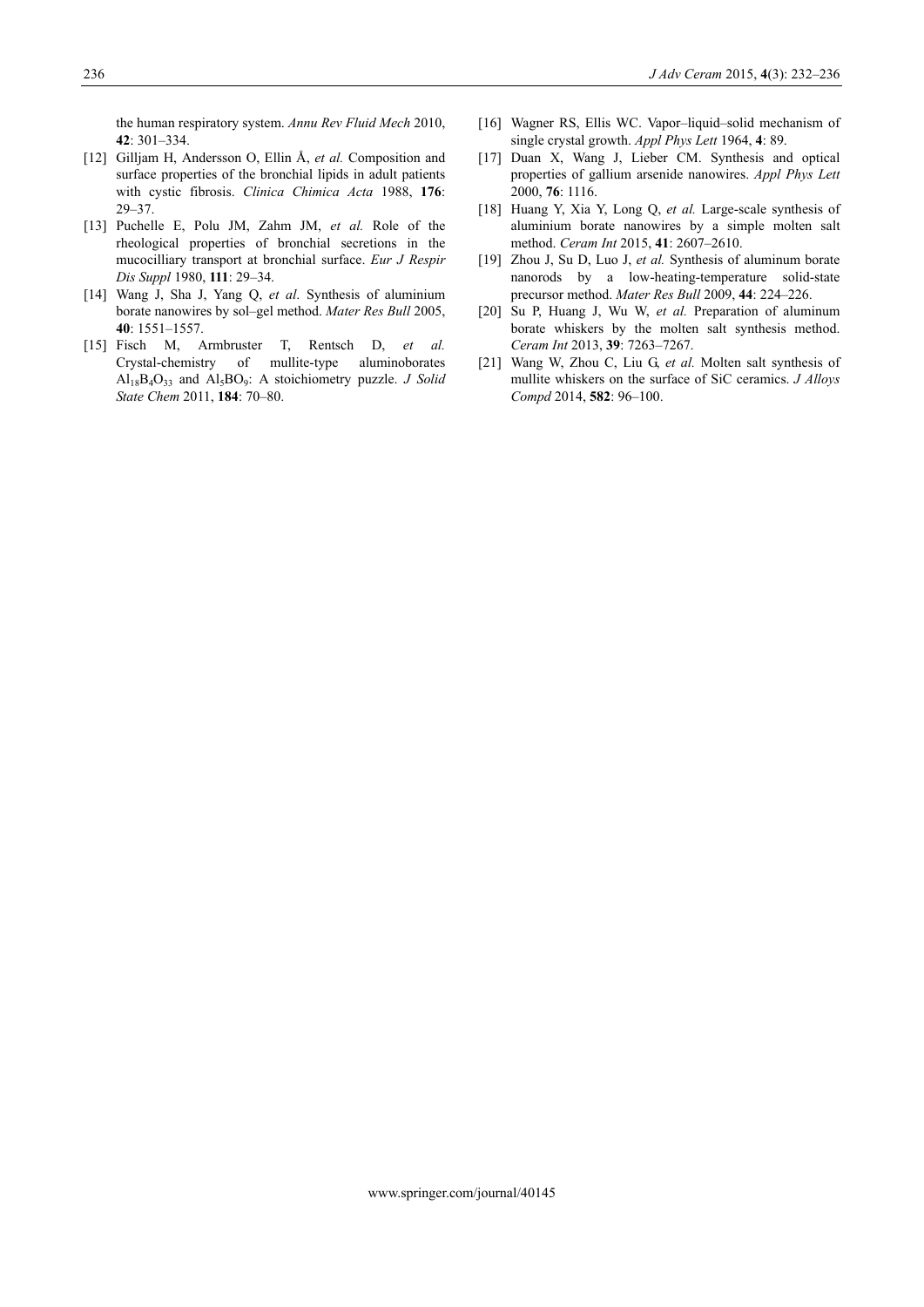the human respiratory system. *Annu Rev Fluid Mech* 2010, **42**: 301–334.

[12] Gilljam H, Andersson O, Ellin Å, *et al.* Composition and surface properties of the bronchial lipids in adult patients with cystic fibrosis. *Clinica Chimica Acta* 1988, **176**: 29–37.

[13] Puchelle E, Polu JM, Zahm JM, *et al.* Role of the rheological properties of bronchial secretions in the mucocilliary transport at bronchial surface. *Eur J Respir Dis Suppl* 1980, **111**: 29–34.

[14] Wang J, Sha J, Yang Q, *et al*. Synthesis of aluminium borate nanowires by sol–gel method. *Mater Res Bull* 2005, **40**: 1551–1557.

[15] Fisch M, Armbruster T, Rentsch D, *et al.* Crystal-chemistry of mullite-type aluminoborates $Al_{18}B_4O_{33}$ and $Al_5BO_9$: A stoichiometry puzzle. *J Solid State Chem* 2011, **184**: 70–80.

[16] Wagner RS, Ellis WC. Vapor–liquid–solid mechanism of single crystal growth. *Appl Phys Lett* 1964, **4**: 89.

[17] Duan X, Wang J, Lieber CM. Synthesis and optical properties of gallium arsenide nanowires. *Appl Phys Lett* 2000, **76**: 1116.

[18] Huang Y, Xia Y, Long Q, *et al.* Large-scale synthesis of aluminium borate nanowires by a simple molten salt method. *Ceram Int* 2015, **41**: 2607–2610.

[19] Zhou J, Su D, Luo J, *et al.* Synthesis of aluminum borate nanorods by a low-heating-temperature solid-state precursor method. *Mater Res Bull* 2009, **44**: 224–226.

[20] Su P, Huang J, Wu W, *et al.* Preparation of aluminum borate whiskers by the molten salt synthesis method. *Ceram Int* 2013, **39**: 7263–7267.

[21] Wang W, Zhou C, Liu G, *et al.* Molten salt synthesis of mullite whiskers on the surface of SiC ceramics. *J Alloys Compd* 2014, **582**: 96–100.